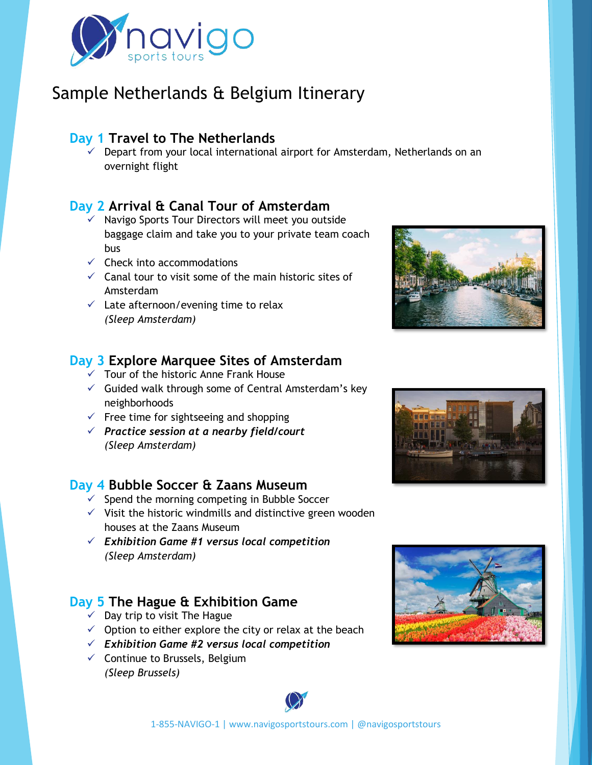navigo sports tours

# Sample Netherlands & Belgium Itinerary

## Day 1 Travel to The Netherlands

- ✓ Depart from your local international airport for Amsterdam, Netherlands on an overnight flight

## Day 2 Arrival & Canal Tour of Amsterdam

- ✓ Navigo Sports Tour Directors will meet you outside baggage claim and take you to your private team coach bus
- ✓ Check into accommodations
- ✓ Canal tour to visit some of the main historic sites of Amsterdam
- ✓ Late afternoon/evening time to relax

*(Sleep Amsterdam)*

## Day 3 Explore Marquee Sites of Amsterdam

- ✓ Tour of the historic Anne Frank House
- ✓ Guided walk through some of Central Amsterdam's key neighborhoods
- ✓ Free time for sightseeing and shopping
- ✓ ***Practice session at a nearby field/court***

*(Sleep Amsterdam)*

## Day 4 Bubble Soccer & Zaans Museum

- ✓ Spend the morning competing in Bubble Soccer
- ✓ Visit the historic windmills and distinctive green wooden houses at the Zaans Museum
- ✓ ***Exhibition Game #1 versus local competition***

*(Sleep Amsterdam)*

## Day 5 The Hague & Exhibition Game

- ✓ Day trip to visit The Hague
- ✓ Option to either explore the city or relax at the beach
- ✓ ***Exhibition Game #2 versus local competition***
- ✓ Continue to Brussels, Belgium

*(Sleep Brussels)*

1-855-NAVIGO-1 | www.navigosportstours.com | @navigosportstours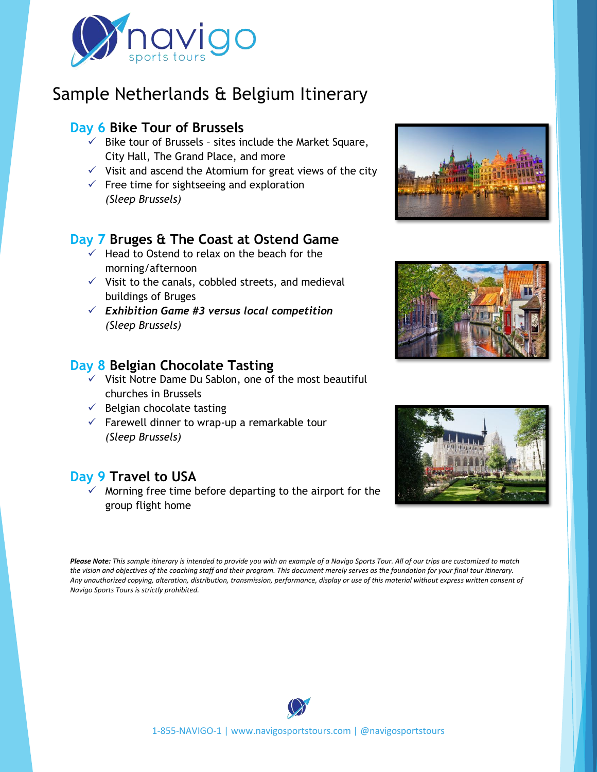# Sample Netherlands & Belgium Itinerary

## Day 6 Bike Tour of Brussels

- ✓ Bike tour of Brussels – sites include the Market Square, City Hall, The Grand Place, and more
- ✓ Visit and ascend the Atomium for great views of the city
- ✓ Free time for sightseeing and exploration
  *(Sleep Brussels)*

## Day 7 Bruges & The Coast at Ostend Game

- ✓ Head to Ostend to relax on the beach for the morning/afternoon
- ✓ Visit to the canals, cobbled streets, and medieval buildings of Bruges
- ✓ ***Exhibition Game #3 versus local competition***
  *(Sleep Brussels)*

## Day 8 Belgian Chocolate Tasting

- ✓ Visit Notre Dame Du Sablon, one of the most beautiful churches in Brussels
- ✓ Belgian chocolate tasting
- ✓ Farewell dinner to wrap-up a remarkable tour
  *(Sleep Brussels)*

## Day 9 Travel to USA

- ✓ Morning free time before departing to the airport for the group flight home

***Please Note:*** *This sample itinerary is intended to provide you with an example of a Navigo Sports Tour. All of our trips are customized to match the vision and objectives of the coaching staff and their program. This document merely serves as the foundation for your final tour itinerary. Any unauthorized copying, alteration, distribution, transmission, performance, display or use of this material without express written consent of Navigo Sports Tours is strictly prohibited.*

1-855-NAVIGO-1 | www.navigosportstours.com | @navigosportstours